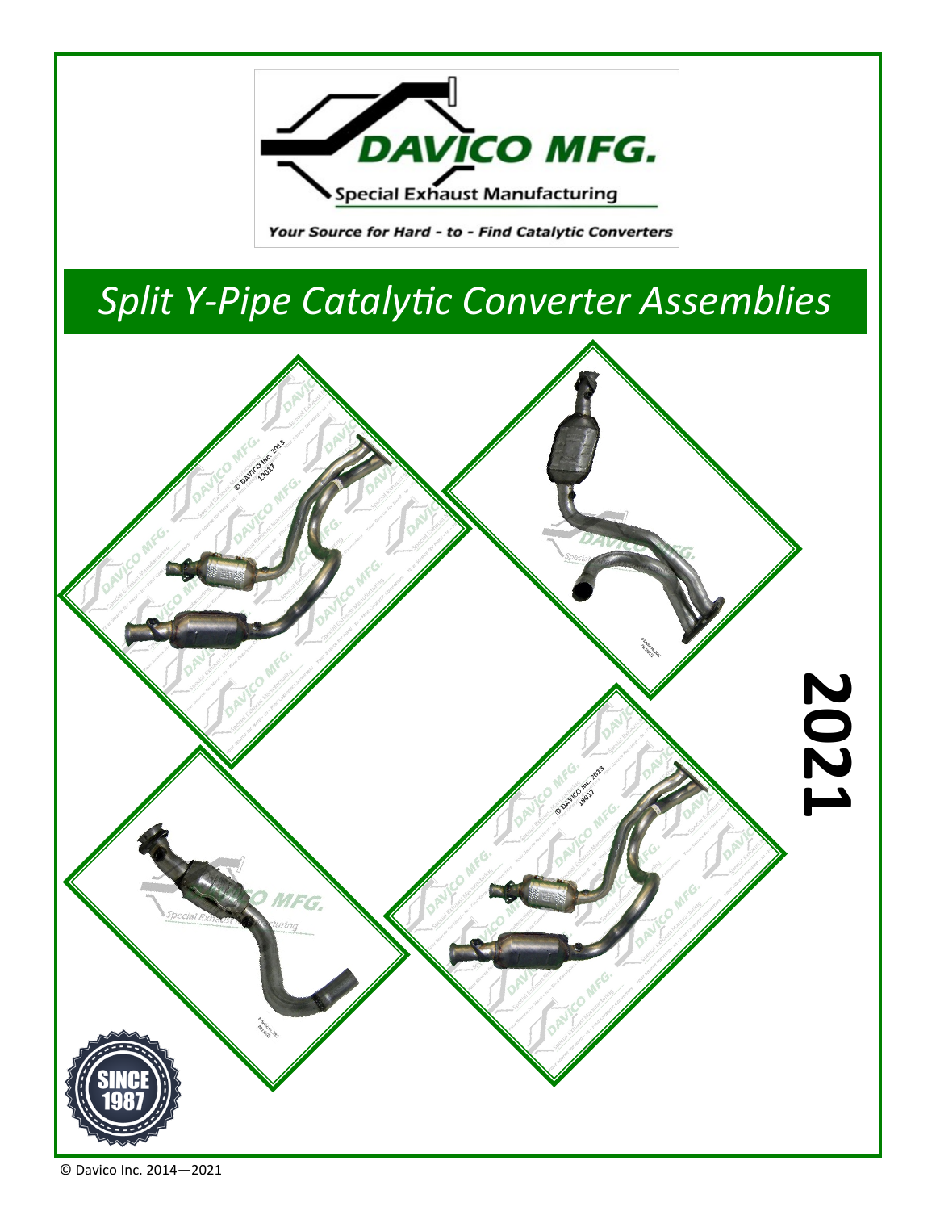DAVICO MFG.

Special Exhaust Manufacturing

*Your Source for Hard - to - Find Catalytic Converters*

# Split Y-Pipe Catalytic Converter Assemblies

**2021**

SINCE 1987

© Davico Inc. 2014—2021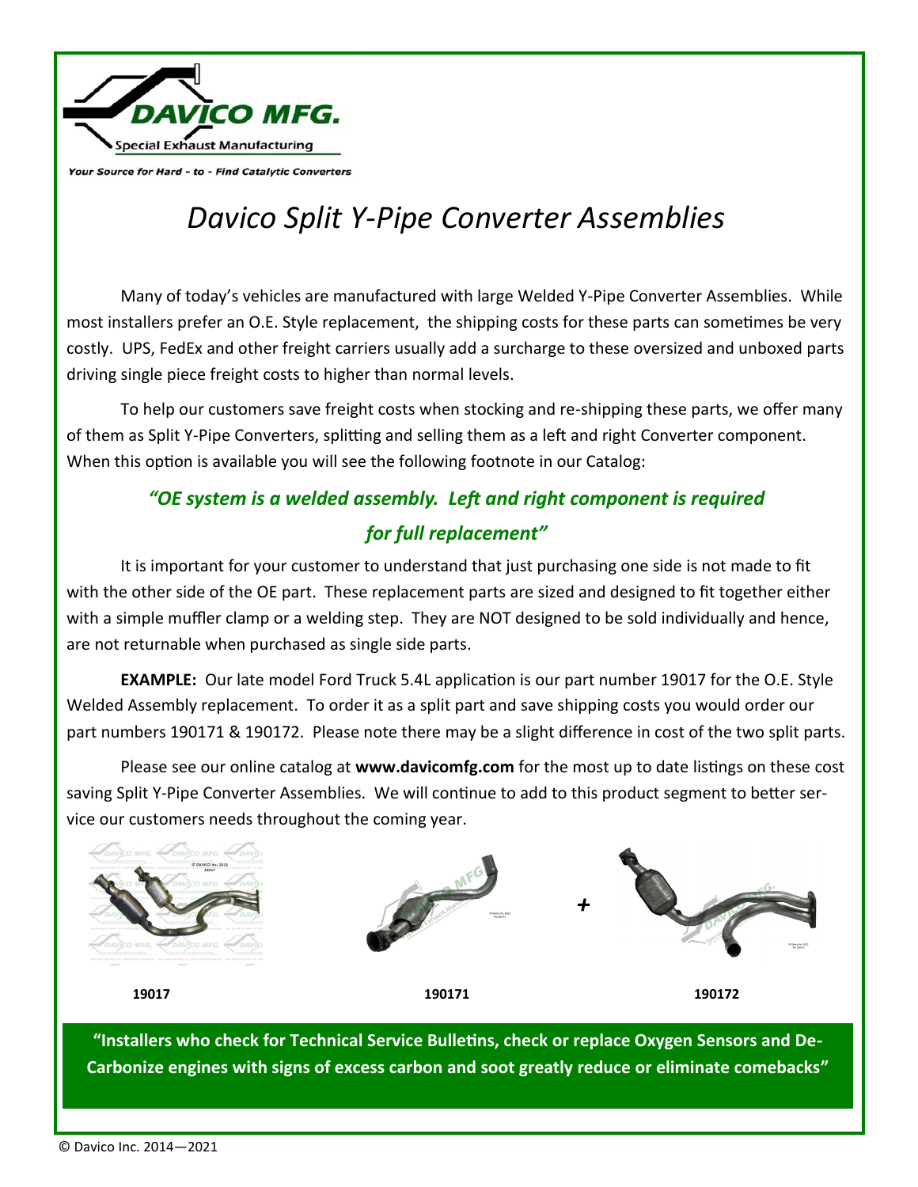DAVICO MFG.

Special Exhaust Manufacturing

*Your Source for Hard - to - Find Catalytic Converters*

# *Davico Split Y-Pipe Converter Assemblies*

Many of today's vehicles are manufactured with large Welded Y-Pipe Converter Assemblies. While most installers prefer an O.E. Style replacement, the shipping costs for these parts can sometimes be very costly. UPS, FedEx and other freight carriers usually add a surcharge to these oversized and unboxed parts driving single piece freight costs to higher than normal levels.

To help our customers save freight costs when stocking and re-shipping these parts, we offer many of them as Split Y-Pipe Converters, splitting and selling them as a left and right Converter component. When this option is available you will see the following footnote in our Catalog:

***"OE system is a welded assembly. Left and right component is required for full replacement"***

It is important for your customer to understand that just purchasing one side is not made to fit with the other side of the OE part. These replacement parts are sized and designed to fit together either with a simple muffler clamp or a welding step. They are NOT designed to be sold individually and hence, are not returnable when purchased as single side parts.

**EXAMPLE:** Our late model Ford Truck 5.4L application is our part number 19017 for the O.E. Style Welded Assembly replacement. To order it as a split part and save shipping costs you would order our part numbers 190171 & 190172. Please note there may be a slight difference in cost of the two split parts.

Please see our online catalog at **www.davicomfg.com** for the most up to date listings on these cost saving Split Y-Pipe Converter Assemblies. We will continue to add to this product segment to better service our customers needs throughout the coming year.

19017

190171 + 190172

**"Installers who check for Technical Service Bulletins, check or replace Oxygen Sensors and De-Carbonize engines with signs of excess carbon and soot greatly reduce or eliminate comebacks"**

© Davico Inc. 2014—2021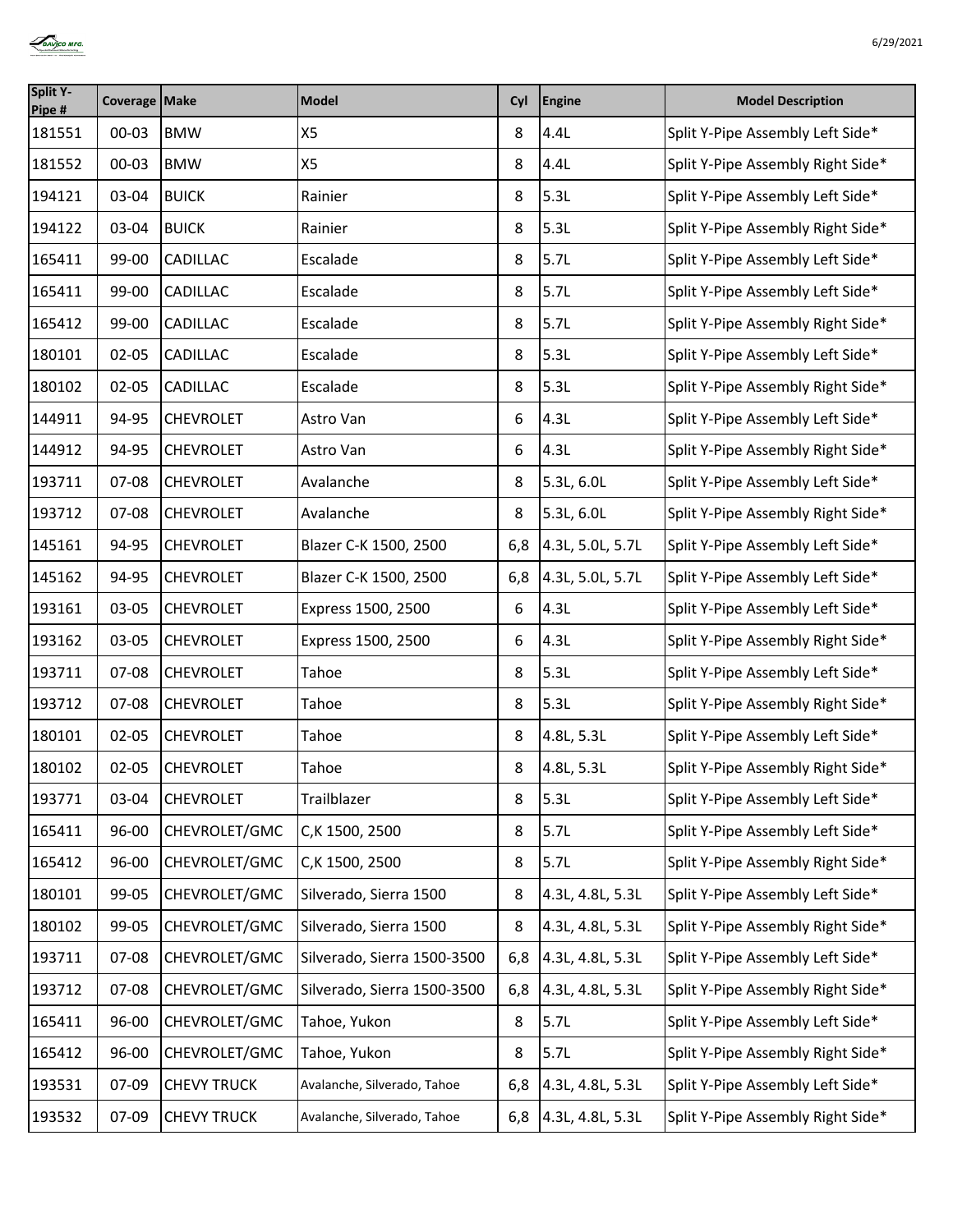| Split Y-Pipe # | Coverage | Make | Model | Cyl | Engine | Model Description |
|---|---|---|---|---|---|---|
| 181551 | 00-03 | BMW | X5 | 8 | 4.4L | Split Y-Pipe Assembly Left Side* |
| 181552 | 00-03 | BMW | X5 | 8 | 4.4L | Split Y-Pipe Assembly Right Side* |
| 194121 | 03-04 | BUICK | Rainier | 8 | 5.3L | Split Y-Pipe Assembly Left Side* |
| 194122 | 03-04 | BUICK | Rainier | 8 | 5.3L | Split Y-Pipe Assembly Right Side* |
| 165411 | 99-00 | CADILLAC | Escalade | 8 | 5.7L | Split Y-Pipe Assembly Left Side* |
| 165411 | 99-00 | CADILLAC | Escalade | 8 | 5.7L | Split Y-Pipe Assembly Left Side* |
| 165412 | 99-00 | CADILLAC | Escalade | 8 | 5.7L | Split Y-Pipe Assembly Right Side* |
| 180101 | 02-05 | CADILLAC | Escalade | 8 | 5.3L | Split Y-Pipe Assembly Left Side* |
| 180102 | 02-05 | CADILLAC | Escalade | 8 | 5.3L | Split Y-Pipe Assembly Right Side* |
| 144911 | 94-95 | CHEVROLET | Astro Van | 6 | 4.3L | Split Y-Pipe Assembly Left Side* |
| 144912 | 94-95 | CHEVROLET | Astro Van | 6 | 4.3L | Split Y-Pipe Assembly Right Side* |
| 193711 | 07-08 | CHEVROLET | Avalanche | 8 | 5.3L, 6.0L | Split Y-Pipe Assembly Left Side* |
| 193712 | 07-08 | CHEVROLET | Avalanche | 8 | 5.3L, 6.0L | Split Y-Pipe Assembly Right Side* |
| 145161 | 94-95 | CHEVROLET | Blazer C-K 1500, 2500 | 6,8 | 4.3L, 5.0L, 5.7L | Split Y-Pipe Assembly Left Side* |
| 145162 | 94-95 | CHEVROLET | Blazer C-K 1500, 2500 | 6,8 | 4.3L, 5.0L, 5.7L | Split Y-Pipe Assembly Left Side* |
| 193161 | 03-05 | CHEVROLET | Express 1500, 2500 | 6 | 4.3L | Split Y-Pipe Assembly Left Side* |
| 193162 | 03-05 | CHEVROLET | Express 1500, 2500 | 6 | 4.3L | Split Y-Pipe Assembly Right Side* |
| 193711 | 07-08 | CHEVROLET | Tahoe | 8 | 5.3L | Split Y-Pipe Assembly Left Side* |
| 193712 | 07-08 | CHEVROLET | Tahoe | 8 | 5.3L | Split Y-Pipe Assembly Right Side* |
| 180101 | 02-05 | CHEVROLET | Tahoe | 8 | 4.8L, 5.3L | Split Y-Pipe Assembly Left Side* |
| 180102 | 02-05 | CHEVROLET | Tahoe | 8 | 4.8L, 5.3L | Split Y-Pipe Assembly Right Side* |
| 193771 | 03-04 | CHEVROLET | Trailblazer | 8 | 5.3L | Split Y-Pipe Assembly Left Side* |
| 165411 | 96-00 | CHEVROLET/GMC | C,K 1500, 2500 | 8 | 5.7L | Split Y-Pipe Assembly Left Side* |
| 165412 | 96-00 | CHEVROLET/GMC | C,K 1500, 2500 | 8 | 5.7L | Split Y-Pipe Assembly Right Side* |
| 180101 | 99-05 | CHEVROLET/GMC | Silverado, Sierra 1500 | 8 | 4.3L, 4.8L, 5.3L | Split Y-Pipe Assembly Left Side* |
| 180102 | 99-05 | CHEVROLET/GMC | Silverado, Sierra 1500 | 8 | 4.3L, 4.8L, 5.3L | Split Y-Pipe Assembly Right Side* |
| 193711 | 07-08 | CHEVROLET/GMC | Silverado, Sierra 1500-3500 | 6,8 | 4.3L, 4.8L, 5.3L | Split Y-Pipe Assembly Left Side* |
| 193712 | 07-08 | CHEVROLET/GMC | Silverado, Sierra 1500-3500 | 6,8 | 4.3L, 4.8L, 5.3L | Split Y-Pipe Assembly Right Side* |
| 165411 | 96-00 | CHEVROLET/GMC | Tahoe, Yukon | 8 | 5.7L | Split Y-Pipe Assembly Left Side* |
| 165412 | 96-00 | CHEVROLET/GMC | Tahoe, Yukon | 8 | 5.7L | Split Y-Pipe Assembly Right Side* |
| 193531 | 07-09 | CHEVY TRUCK | Avalanche, Silverado, Tahoe | 6,8 | 4.3L, 4.8L, 5.3L | Split Y-Pipe Assembly Left Side* |
| 193532 | 07-09 | CHEVY TRUCK | Avalanche, Silverado, Tahoe | 6,8 | 4.3L, 4.8L, 5.3L | Split Y-Pipe Assembly Right Side* |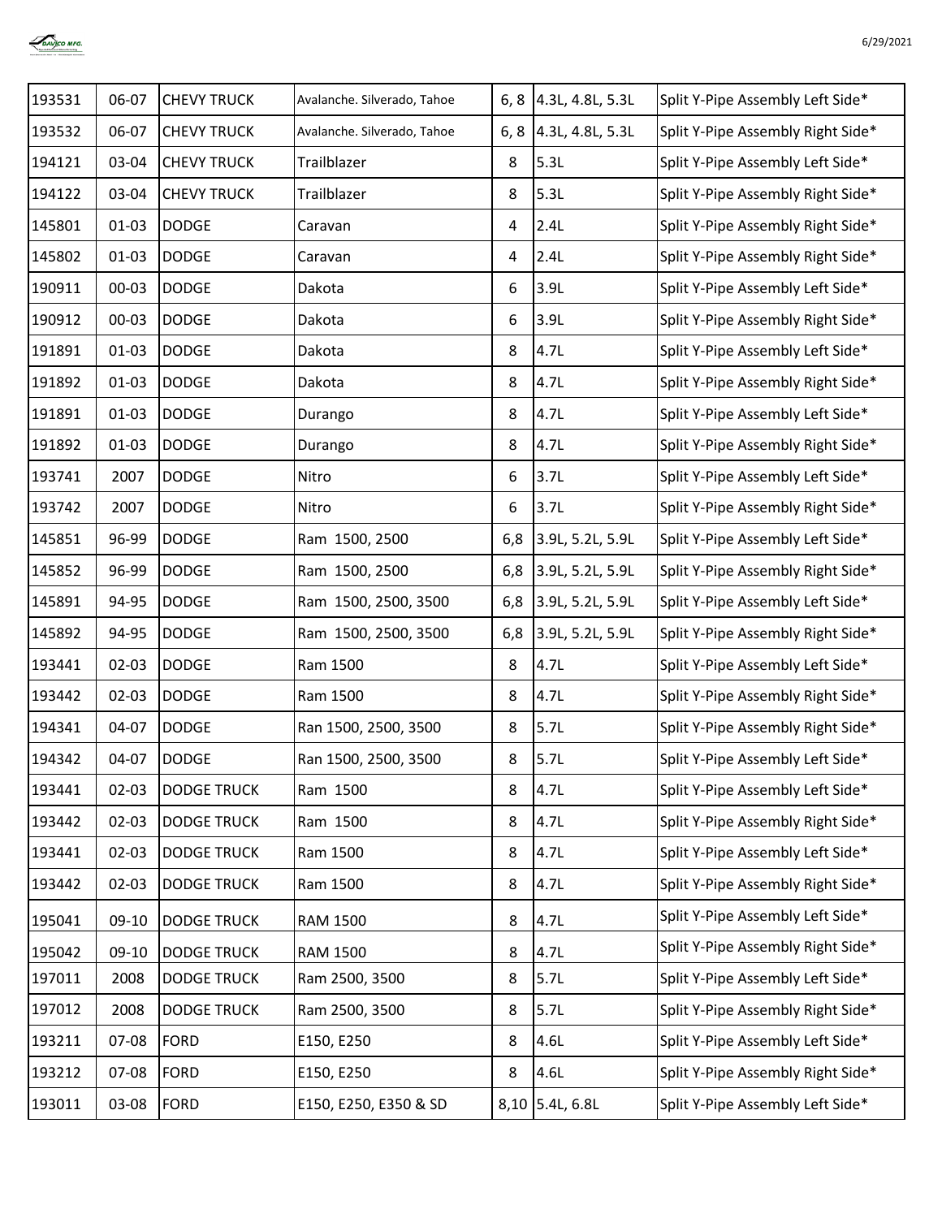| 193531 | 06-07 | CHEVY TRUCK | Avalanche. Silverado, Tahoe | 6, 8 | 4.3L, 4.8L, 5.3L | Split Y-Pipe Assembly Left Side* |
|---|---|---|---|---|---|---|
| 193532 | 06-07 | CHEVY TRUCK | Avalanche. Silverado, Tahoe | 6, 8 | 4.3L, 4.8L, 5.3L | Split Y-Pipe Assembly Right Side* |
| 194121 | 03-04 | CHEVY TRUCK | Trailblazer | 8 | 5.3L | Split Y-Pipe Assembly Left Side* |
| 194122 | 03-04 | CHEVY TRUCK | Trailblazer | 8 | 5.3L | Split Y-Pipe Assembly Right Side* |
| 145801 | 01-03 | DODGE | Caravan | 4 | 2.4L | Split Y-Pipe Assembly Right Side* |
| 145802 | 01-03 | DODGE | Caravan | 4 | 2.4L | Split Y-Pipe Assembly Right Side* |
| 190911 | 00-03 | DODGE | Dakota | 6 | 3.9L | Split Y-Pipe Assembly Left Side* |
| 190912 | 00-03 | DODGE | Dakota | 6 | 3.9L | Split Y-Pipe Assembly Right Side* |
| 191891 | 01-03 | DODGE | Dakota | 8 | 4.7L | Split Y-Pipe Assembly Left Side* |
| 191892 | 01-03 | DODGE | Dakota | 8 | 4.7L | Split Y-Pipe Assembly Right Side* |
| 191891 | 01-03 | DODGE | Durango | 8 | 4.7L | Split Y-Pipe Assembly Left Side* |
| 191892 | 01-03 | DODGE | Durango | 8 | 4.7L | Split Y-Pipe Assembly Right Side* |
| 193741 | 2007 | DODGE | Nitro | 6 | 3.7L | Split Y-Pipe Assembly Left Side* |
| 193742 | 2007 | DODGE | Nitro | 6 | 3.7L | Split Y-Pipe Assembly Right Side* |
| 145851 | 96-99 | DODGE | Ram 1500, 2500 | 6,8 | 3.9L, 5.2L, 5.9L | Split Y-Pipe Assembly Left Side* |
| 145852 | 96-99 | DODGE | Ram 1500, 2500 | 6,8 | 3.9L, 5.2L, 5.9L | Split Y-Pipe Assembly Right Side* |
| 145891 | 94-95 | DODGE | Ram 1500, 2500, 3500 | 6,8 | 3.9L, 5.2L, 5.9L | Split Y-Pipe Assembly Left Side* |
| 145892 | 94-95 | DODGE | Ram 1500, 2500, 3500 | 6,8 | 3.9L, 5.2L, 5.9L | Split Y-Pipe Assembly Right Side* |
| 193441 | 02-03 | DODGE | Ram 1500 | 8 | 4.7L | Split Y-Pipe Assembly Left Side* |
| 193442 | 02-03 | DODGE | Ram 1500 | 8 | 4.7L | Split Y-Pipe Assembly Right Side* |
| 194341 | 04-07 | DODGE | Ran 1500, 2500, 3500 | 8 | 5.7L | Split Y-Pipe Assembly Right Side* |
| 194342 | 04-07 | DODGE | Ran 1500, 2500, 3500 | 8 | 5.7L | Split Y-Pipe Assembly Left Side* |
| 193441 | 02-03 | DODGE TRUCK | Ram 1500 | 8 | 4.7L | Split Y-Pipe Assembly Left Side* |
| 193442 | 02-03 | DODGE TRUCK | Ram 1500 | 8 | 4.7L | Split Y-Pipe Assembly Right Side* |
| 193441 | 02-03 | DODGE TRUCK | Ram 1500 | 8 | 4.7L | Split Y-Pipe Assembly Left Side* |
| 193442 | 02-03 | DODGE TRUCK | Ram 1500 | 8 | 4.7L | Split Y-Pipe Assembly Right Side* |
| 195041 | 09-10 | DODGE TRUCK | RAM 1500 | 8 | 4.7L | Split Y-Pipe Assembly Left Side* |
| 195042 | 09-10 | DODGE TRUCK | RAM 1500 | 8 | 4.7L | Split Y-Pipe Assembly Right Side* |
| 197011 | 2008 | DODGE TRUCK | Ram 2500, 3500 | 8 | 5.7L | Split Y-Pipe Assembly Left Side* |
| 197012 | 2008 | DODGE TRUCK | Ram 2500, 3500 | 8 | 5.7L | Split Y-Pipe Assembly Right Side* |
| 193211 | 07-08 | FORD | E150, E250 | 8 | 4.6L | Split Y-Pipe Assembly Left Side* |
| 193212 | 07-08 | FORD | E150, E250 | 8 | 4.6L | Split Y-Pipe Assembly Right Side* |
| 193011 | 03-08 | FORD | E150, E250, E350 & SD | 8,10 | 5.4L, 6.8L | Split Y-Pipe Assembly Left Side* |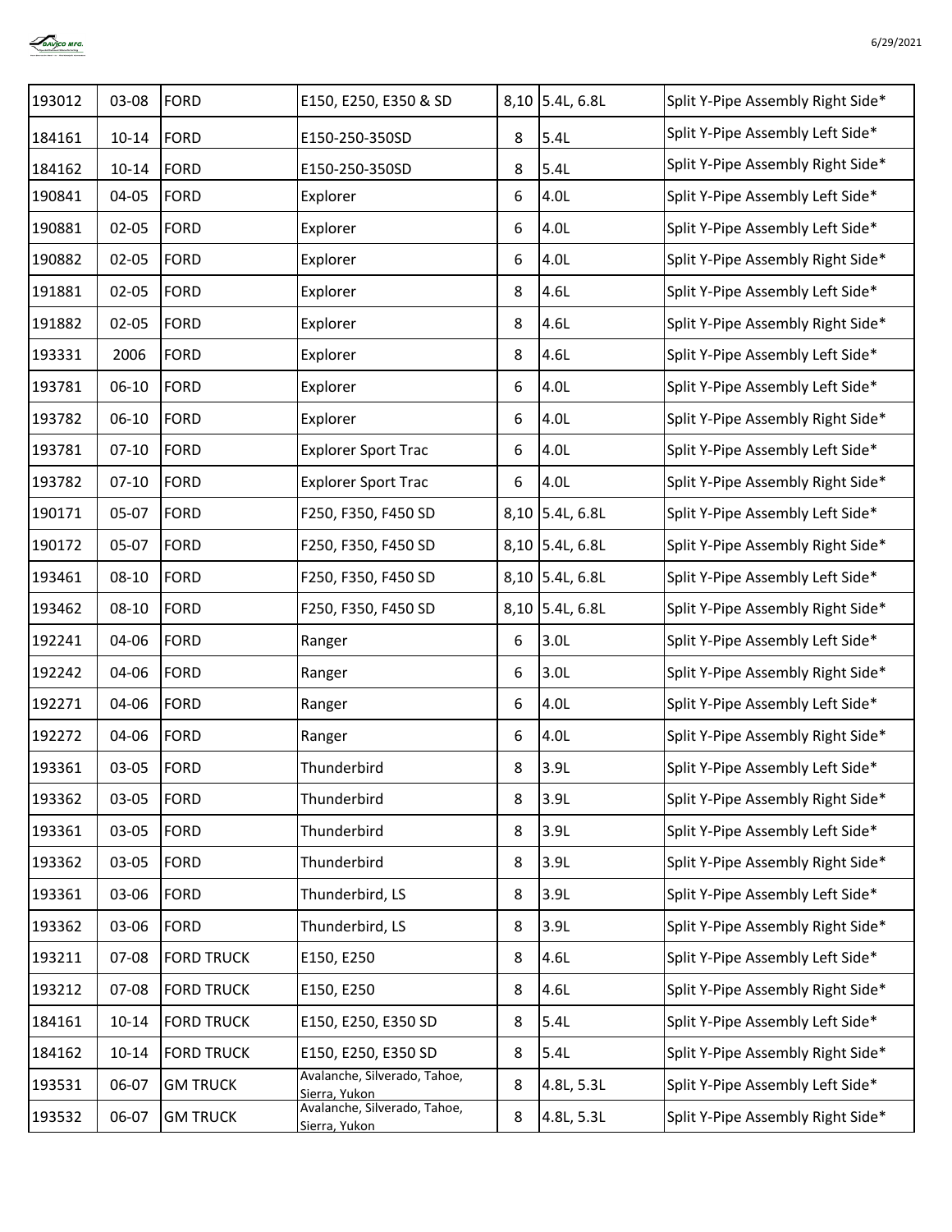| 193012 | 03-08 | FORD | E150, E250, E350 & SD | 8,10 | 5.4L, 6.8L | Split Y-Pipe Assembly Right Side* |
|---|---|---|---|---|---|---|
| 184161 | 10-14 | FORD | E150-250-350SD | 8 | 5.4L | Split Y-Pipe Assembly Left Side* |
| 184162 | 10-14 | FORD | E150-250-350SD | 8 | 5.4L | Split Y-Pipe Assembly Right Side* |
| 190841 | 04-05 | FORD | Explorer | 6 | 4.0L | Split Y-Pipe Assembly Left Side* |
| 190881 | 02-05 | FORD | Explorer | 6 | 4.0L | Split Y-Pipe Assembly Left Side* |
| 190882 | 02-05 | FORD | Explorer | 6 | 4.0L | Split Y-Pipe Assembly Right Side* |
| 191881 | 02-05 | FORD | Explorer | 8 | 4.6L | Split Y-Pipe Assembly Left Side* |
| 191882 | 02-05 | FORD | Explorer | 8 | 4.6L | Split Y-Pipe Assembly Right Side* |
| 193331 | 2006 | FORD | Explorer | 8 | 4.6L | Split Y-Pipe Assembly Left Side* |
| 193781 | 06-10 | FORD | Explorer | 6 | 4.0L | Split Y-Pipe Assembly Left Side* |
| 193782 | 06-10 | FORD | Explorer | 6 | 4.0L | Split Y-Pipe Assembly Right Side* |
| 193781 | 07-10 | FORD | Explorer Sport Trac | 6 | 4.0L | Split Y-Pipe Assembly Left Side* |
| 193782 | 07-10 | FORD | Explorer Sport Trac | 6 | 4.0L | Split Y-Pipe Assembly Right Side* |
| 190171 | 05-07 | FORD | F250, F350, F450 SD | 8,10 | 5.4L, 6.8L | Split Y-Pipe Assembly Left Side* |
| 190172 | 05-07 | FORD | F250, F350, F450 SD | 8,10 | 5.4L, 6.8L | Split Y-Pipe Assembly Right Side* |
| 193461 | 08-10 | FORD | F250, F350, F450 SD | 8,10 | 5.4L, 6.8L | Split Y-Pipe Assembly Left Side* |
| 193462 | 08-10 | FORD | F250, F350, F450 SD | 8,10 | 5.4L, 6.8L | Split Y-Pipe Assembly Right Side* |
| 192241 | 04-06 | FORD | Ranger | 6 | 3.0L | Split Y-Pipe Assembly Left Side* |
| 192242 | 04-06 | FORD | Ranger | 6 | 3.0L | Split Y-Pipe Assembly Right Side* |
| 192271 | 04-06 | FORD | Ranger | 6 | 4.0L | Split Y-Pipe Assembly Left Side* |
| 192272 | 04-06 | FORD | Ranger | 6 | 4.0L | Split Y-Pipe Assembly Right Side* |
| 193361 | 03-05 | FORD | Thunderbird | 8 | 3.9L | Split Y-Pipe Assembly Left Side* |
| 193362 | 03-05 | FORD | Thunderbird | 8 | 3.9L | Split Y-Pipe Assembly Right Side* |
| 193361 | 03-05 | FORD | Thunderbird | 8 | 3.9L | Split Y-Pipe Assembly Left Side* |
| 193362 | 03-05 | FORD | Thunderbird | 8 | 3.9L | Split Y-Pipe Assembly Right Side* |
| 193361 | 03-06 | FORD | Thunderbird, LS | 8 | 3.9L | Split Y-Pipe Assembly Left Side* |
| 193362 | 03-06 | FORD | Thunderbird, LS | 8 | 3.9L | Split Y-Pipe Assembly Right Side* |
| 193211 | 07-08 | FORD TRUCK | E150, E250 | 8 | 4.6L | Split Y-Pipe Assembly Left Side* |
| 193212 | 07-08 | FORD TRUCK | E150, E250 | 8 | 4.6L | Split Y-Pipe Assembly Right Side* |
| 184161 | 10-14 | FORD TRUCK | E150, E250, E350 SD | 8 | 5.4L | Split Y-Pipe Assembly Left Side* |
| 184162 | 10-14 | FORD TRUCK | E150, E250, E350 SD | 8 | 5.4L | Split Y-Pipe Assembly Right Side* |
| 193531 | 06-07 | GM TRUCK | Avalanche, Silverado, Tahoe, Sierra, Yukon | 8 | 4.8L, 5.3L | Split Y-Pipe Assembly Left Side* |
| 193532 | 06-07 | GM TRUCK | Avalanche, Silverado, Tahoe, Sierra, Yukon | 8 | 4.8L, 5.3L | Split Y-Pipe Assembly Right Side* |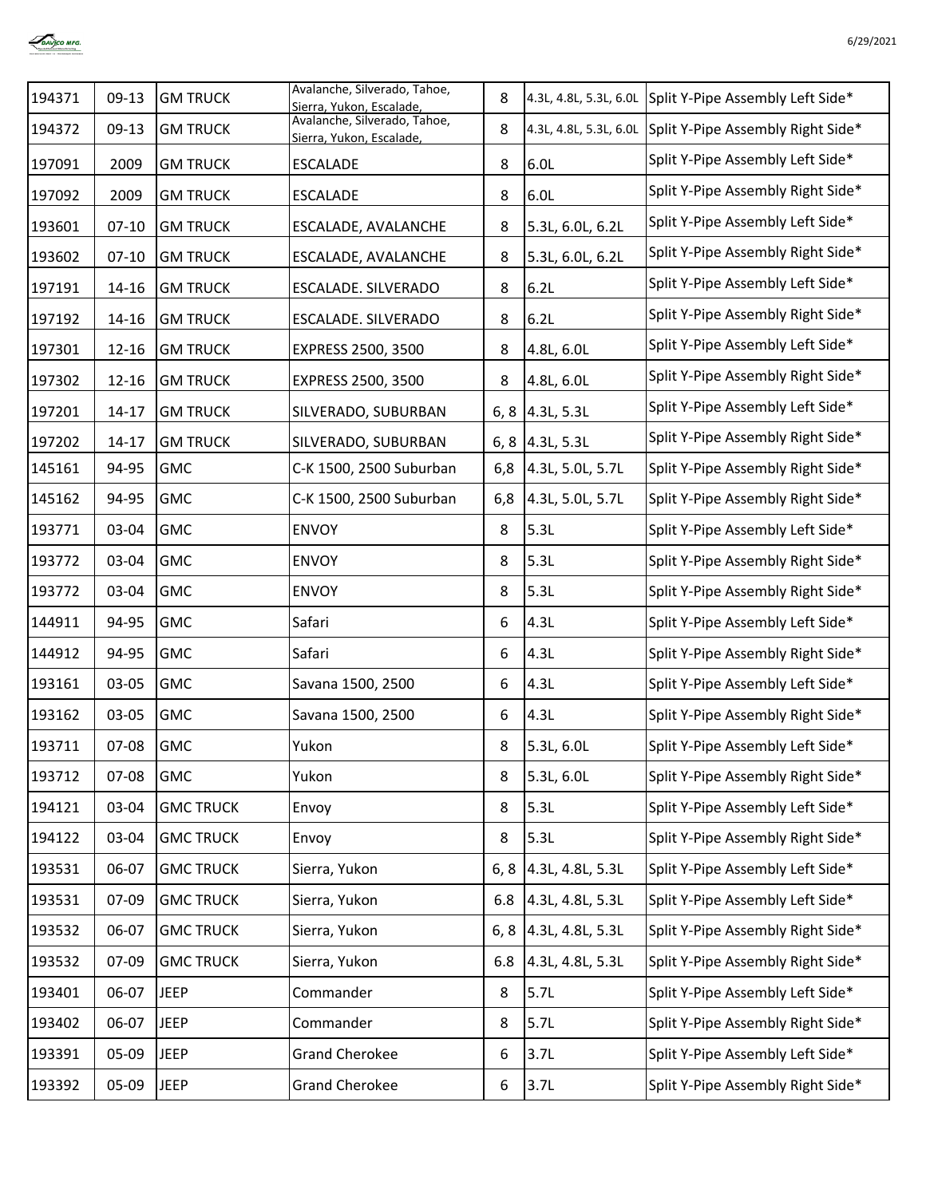| 194371 | 09-13 | GM TRUCK | Avalanche, Silverado, Tahoe, Sierra, Yukon, Escalade, | 8 | 4.3L, 4.8L, 5.3L, 6.0L | Split Y-Pipe Assembly Left Side* |
|---|---|---|---|---|---|---|
| 194372 | 09-13 | GM TRUCK | Avalanche, Silverado, Tahoe, Sierra, Yukon, Escalade, | 8 | 4.3L, 4.8L, 5.3L, 6.0L | Split Y-Pipe Assembly Right Side* |
| 197091 | 2009 | GM TRUCK | ESCALADE | 8 | 6.0L | Split Y-Pipe Assembly Left Side* |
| 197092 | 2009 | GM TRUCK | ESCALADE | 8 | 6.0L | Split Y-Pipe Assembly Right Side* |
| 193601 | 07-10 | GM TRUCK | ESCALADE, AVALANCHE | 8 | 5.3L, 6.0L, 6.2L | Split Y-Pipe Assembly Left Side* |
| 193602 | 07-10 | GM TRUCK | ESCALADE, AVALANCHE | 8 | 5.3L, 6.0L, 6.2L | Split Y-Pipe Assembly Right Side* |
| 197191 | 14-16 | GM TRUCK | ESCALADE. SILVERADO | 8 | 6.2L | Split Y-Pipe Assembly Left Side* |
| 197192 | 14-16 | GM TRUCK | ESCALADE. SILVERADO | 8 | 6.2L | Split Y-Pipe Assembly Right Side* |
| 197301 | 12-16 | GM TRUCK | EXPRESS 2500, 3500 | 8 | 4.8L, 6.0L | Split Y-Pipe Assembly Left Side* |
| 197302 | 12-16 | GM TRUCK | EXPRESS 2500, 3500 | 8 | 4.8L, 6.0L | Split Y-Pipe Assembly Right Side* |
| 197201 | 14-17 | GM TRUCK | SILVERADO, SUBURBAN | 6, 8 | 4.3L, 5.3L | Split Y-Pipe Assembly Left Side* |
| 197202 | 14-17 | GM TRUCK | SILVERADO, SUBURBAN | 6, 8 | 4.3L, 5.3L | Split Y-Pipe Assembly Right Side* |
| 145161 | 94-95 | GMC | C-K 1500, 2500 Suburban | 6,8 | 4.3L, 5.0L, 5.7L | Split Y-Pipe Assembly Right Side* |
| 145162 | 94-95 | GMC | C-K 1500, 2500 Suburban | 6,8 | 4.3L, 5.0L, 5.7L | Split Y-Pipe Assembly Right Side* |
| 193771 | 03-04 | GMC | ENVOY | 8 | 5.3L | Split Y-Pipe Assembly Left Side* |
| 193772 | 03-04 | GMC | ENVOY | 8 | 5.3L | Split Y-Pipe Assembly Right Side* |
| 193772 | 03-04 | GMC | ENVOY | 8 | 5.3L | Split Y-Pipe Assembly Right Side* |
| 144911 | 94-95 | GMC | Safari | 6 | 4.3L | Split Y-Pipe Assembly Left Side* |
| 144912 | 94-95 | GMC | Safari | 6 | 4.3L | Split Y-Pipe Assembly Right Side* |
| 193161 | 03-05 | GMC | Savana 1500, 2500 | 6 | 4.3L | Split Y-Pipe Assembly Left Side* |
| 193162 | 03-05 | GMC | Savana 1500, 2500 | 6 | 4.3L | Split Y-Pipe Assembly Right Side* |
| 193711 | 07-08 | GMC | Yukon | 8 | 5.3L, 6.0L | Split Y-Pipe Assembly Left Side* |
| 193712 | 07-08 | GMC | Yukon | 8 | 5.3L, 6.0L | Split Y-Pipe Assembly Right Side* |
| 194121 | 03-04 | GMC TRUCK | Envoy | 8 | 5.3L | Split Y-Pipe Assembly Left Side* |
| 194122 | 03-04 | GMC TRUCK | Envoy | 8 | 5.3L | Split Y-Pipe Assembly Right Side* |
| 193531 | 06-07 | GMC TRUCK | Sierra, Yukon | 6, 8 | 4.3L, 4.8L, 5.3L | Split Y-Pipe Assembly Left Side* |
| 193531 | 07-09 | GMC TRUCK | Sierra, Yukon | 6.8 | 4.3L, 4.8L, 5.3L | Split Y-Pipe Assembly Left Side* |
| 193532 | 06-07 | GMC TRUCK | Sierra, Yukon | 6, 8 | 4.3L, 4.8L, 5.3L | Split Y-Pipe Assembly Right Side* |
| 193532 | 07-09 | GMC TRUCK | Sierra, Yukon | 6.8 | 4.3L, 4.8L, 5.3L | Split Y-Pipe Assembly Right Side* |
| 193401 | 06-07 | JEEP | Commander | 8 | 5.7L | Split Y-Pipe Assembly Left Side* |
| 193402 | 06-07 | JEEP | Commander | 8 | 5.7L | Split Y-Pipe Assembly Right Side* |
| 193391 | 05-09 | JEEP | Grand Cherokee | 6 | 3.7L | Split Y-Pipe Assembly Left Side* |
| 193392 | 05-09 | JEEP | Grand Cherokee | 6 | 3.7L | Split Y-Pipe Assembly Right Side* |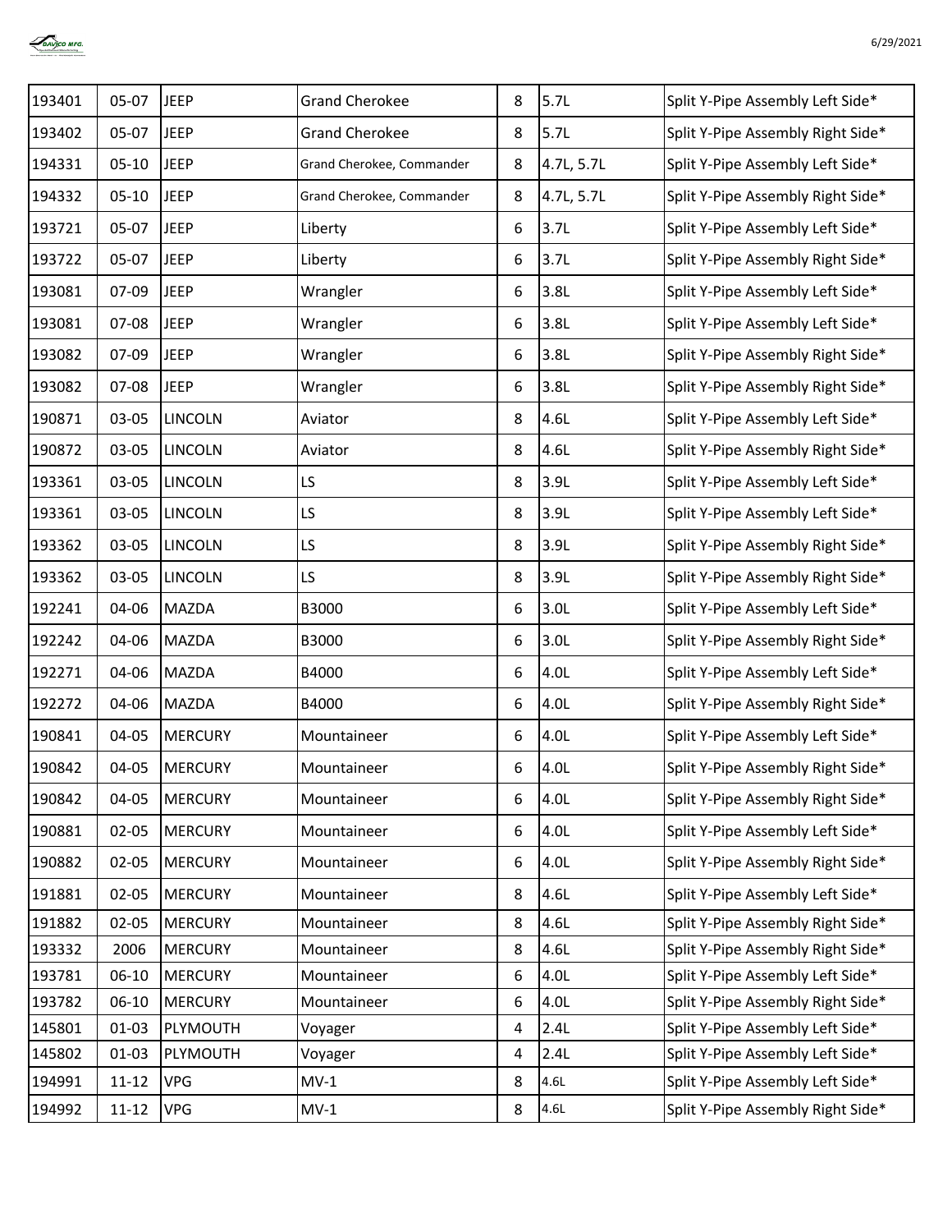| 193401 | 05-07 | JEEP | Grand Cherokee | 8 | 5.7L | Split Y-Pipe Assembly Left Side* |
|---|---|---|---|---|---|---|
| 193402 | 05-07 | JEEP | Grand Cherokee | 8 | 5.7L | Split Y-Pipe Assembly Right Side* |
| 194331 | 05-10 | JEEP | Grand Cherokee, Commander | 8 | 4.7L, 5.7L | Split Y-Pipe Assembly Left Side* |
| 194332 | 05-10 | JEEP | Grand Cherokee, Commander | 8 | 4.7L, 5.7L | Split Y-Pipe Assembly Right Side* |
| 193721 | 05-07 | JEEP | Liberty | 6 | 3.7L | Split Y-Pipe Assembly Left Side* |
| 193722 | 05-07 | JEEP | Liberty | 6 | 3.7L | Split Y-Pipe Assembly Right Side* |
| 193081 | 07-09 | JEEP | Wrangler | 6 | 3.8L | Split Y-Pipe Assembly Left Side* |
| 193081 | 07-08 | JEEP | Wrangler | 6 | 3.8L | Split Y-Pipe Assembly Left Side* |
| 193082 | 07-09 | JEEP | Wrangler | 6 | 3.8L | Split Y-Pipe Assembly Right Side* |
| 193082 | 07-08 | JEEP | Wrangler | 6 | 3.8L | Split Y-Pipe Assembly Right Side* |
| 190871 | 03-05 | LINCOLN | Aviator | 8 | 4.6L | Split Y-Pipe Assembly Left Side* |
| 190872 | 03-05 | LINCOLN | Aviator | 8 | 4.6L | Split Y-Pipe Assembly Right Side* |
| 193361 | 03-05 | LINCOLN | LS | 8 | 3.9L | Split Y-Pipe Assembly Left Side* |
| 193361 | 03-05 | LINCOLN | LS | 8 | 3.9L | Split Y-Pipe Assembly Left Side* |
| 193362 | 03-05 | LINCOLN | LS | 8 | 3.9L | Split Y-Pipe Assembly Right Side* |
| 193362 | 03-05 | LINCOLN | LS | 8 | 3.9L | Split Y-Pipe Assembly Right Side* |
| 192241 | 04-06 | MAZDA | B3000 | 6 | 3.0L | Split Y-Pipe Assembly Left Side* |
| 192242 | 04-06 | MAZDA | B3000 | 6 | 3.0L | Split Y-Pipe Assembly Right Side* |
| 192271 | 04-06 | MAZDA | B4000 | 6 | 4.0L | Split Y-Pipe Assembly Left Side* |
| 192272 | 04-06 | MAZDA | B4000 | 6 | 4.0L | Split Y-Pipe Assembly Right Side* |
| 190841 | 04-05 | MERCURY | Mountaineer | 6 | 4.0L | Split Y-Pipe Assembly Left Side* |
| 190842 | 04-05 | MERCURY | Mountaineer | 6 | 4.0L | Split Y-Pipe Assembly Right Side* |
| 190842 | 04-05 | MERCURY | Mountaineer | 6 | 4.0L | Split Y-Pipe Assembly Right Side* |
| 190881 | 02-05 | MERCURY | Mountaineer | 6 | 4.0L | Split Y-Pipe Assembly Left Side* |
| 190882 | 02-05 | MERCURY | Mountaineer | 6 | 4.0L | Split Y-Pipe Assembly Right Side* |
| 191881 | 02-05 | MERCURY | Mountaineer | 8 | 4.6L | Split Y-Pipe Assembly Left Side* |
| 191882 | 02-05 | MERCURY | Mountaineer | 8 | 4.6L | Split Y-Pipe Assembly Right Side* |
| 193332 | 2006 | MERCURY | Mountaineer | 8 | 4.6L | Split Y-Pipe Assembly Right Side* |
| 193781 | 06-10 | MERCURY | Mountaineer | 6 | 4.0L | Split Y-Pipe Assembly Left Side* |
| 193782 | 06-10 | MERCURY | Mountaineer | 6 | 4.0L | Split Y-Pipe Assembly Right Side* |
| 145801 | 01-03 | PLYMOUTH | Voyager | 4 | 2.4L | Split Y-Pipe Assembly Left Side* |
| 145802 | 01-03 | PLYMOUTH | Voyager | 4 | 2.4L | Split Y-Pipe Assembly Left Side* |
| 194991 | 11-12 | VPG | MV-1 | 8 | 4.6L | Split Y-Pipe Assembly Left Side* |
| 194992 | 11-12 | VPG | MV-1 | 8 | 4.6L | Split Y-Pipe Assembly Right Side* |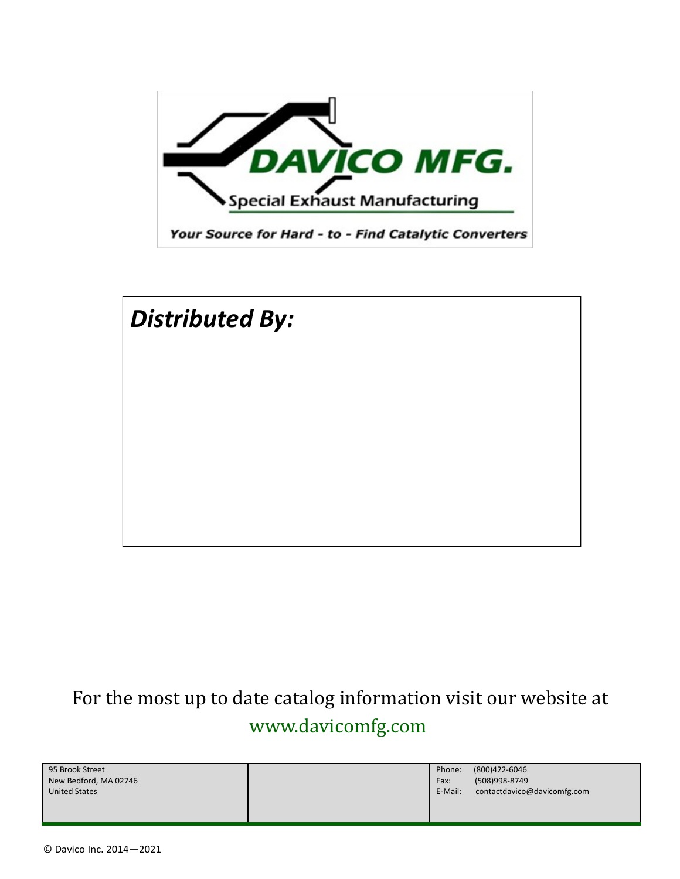DAVICO MFG.

Special Exhaust Manufacturing

*Your Source for Hard - to - Find Catalytic Converters*

***Distributed By:***

For the most up to date catalog information visit our website at

www.davicomfg.com

| | | |
|---|---|---|
| 95 Brook Street<br>New Bedford, MA 02746<br>United States | | Phone: (800)422-6046<br>Fax: (508)998-8749<br>E-Mail: contactdavico@davicomfg.com |

© Davico Inc. 2014—2021